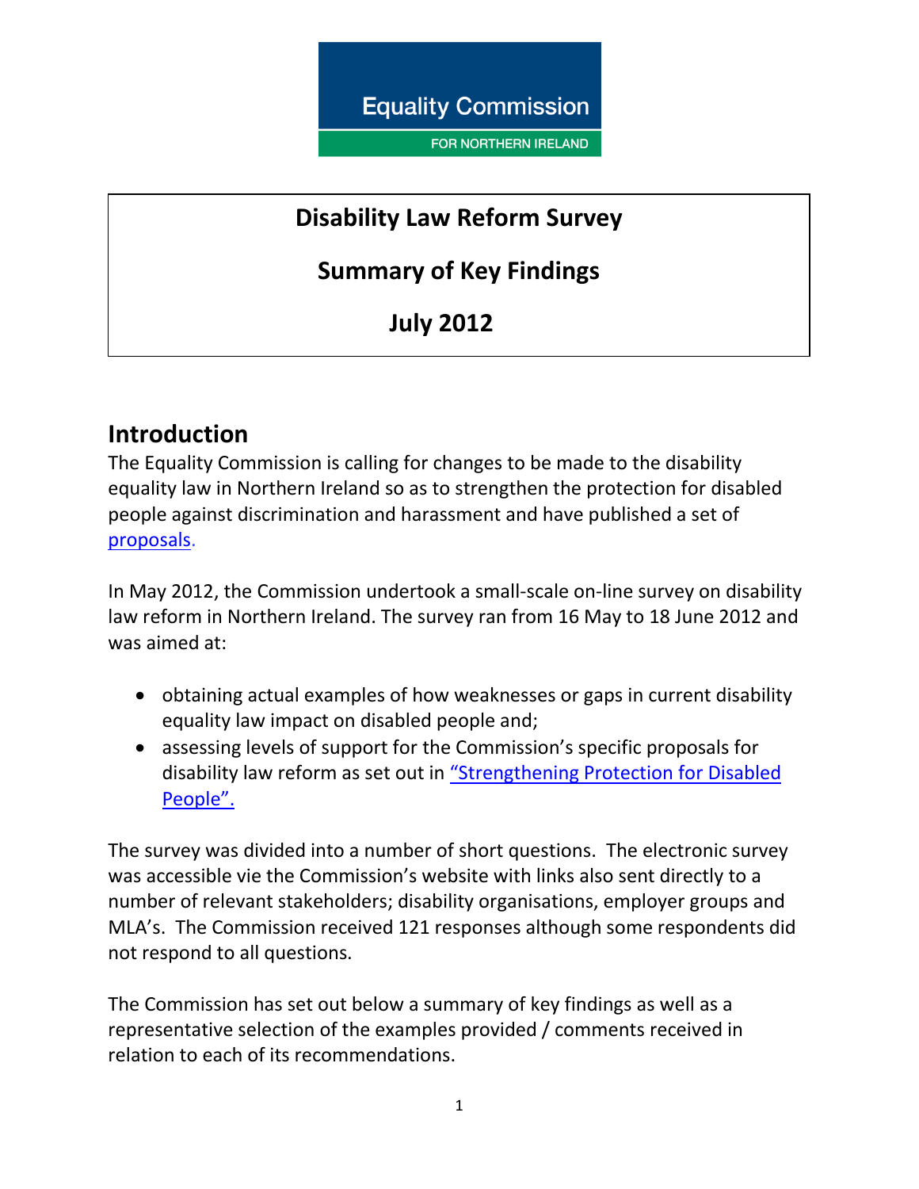Equality Commission

FOR NORTHERN IRELAND

# Disability Law Reform Survey

## Summary of Key Findings

## July 2012

## Introduction

The Equality Commission is calling for changes to be made to the disability equality law in Northern Ireland so as to strengthen the protection for disabled people against discrimination and harassment and have published a set of proposals.

In May 2012, the Commission undertook a small-scale on-line survey on disability law reform in Northern Ireland. The survey ran from 16 May to 18 June 2012 and was aimed at:

- obtaining actual examples of how weaknesses or gaps in current disability equality law impact on disabled people and;
- assessing levels of support for the Commission's specific proposals for disability law reform as set out in "Strengthening Protection for Disabled People".

The survey was divided into a number of short questions. The electronic survey was accessible vie the Commission's website with links also sent directly to a number of relevant stakeholders; disability organisations, employer groups and MLA's. The Commission received 121 responses although some respondents did not respond to all questions.

The Commission has set out below a summary of key findings as well as a representative selection of the examples provided / comments received in relation to each of its recommendations.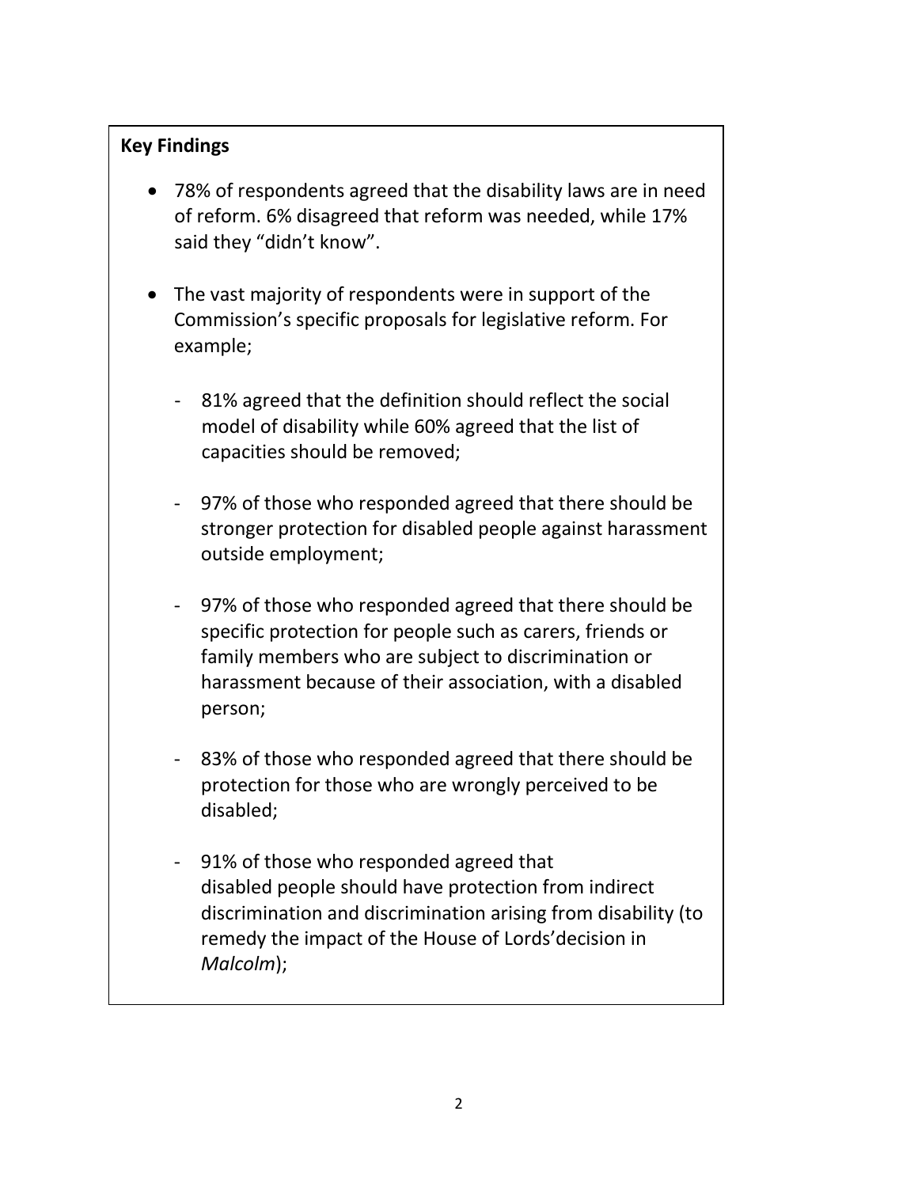**Key Findings**

- 78% of respondents agreed that the disability laws are in need of reform. 6% disagreed that reform was needed, while 17% said they "didn't know".

- The vast majority of respondents were in support of the Commission's specific proposals for legislative reform. For example;

  - 81% agreed that the definition should reflect the social model of disability while 60% agreed that the list of capacities should be removed;

  - 97% of those who responded agreed that there should be stronger protection for disabled people against harassment outside employment;

  - 97% of those who responded agreed that there should be specific protection for people such as carers, friends or family members who are subject to discrimination or harassment because of their association, with a disabled person;

  - 83% of those who responded agreed that there should be protection for those who are wrongly perceived to be disabled;

  - 91% of those who responded agreed that disabled people should have protection from indirect discrimination and discrimination arising from disability (to remedy the impact of the House of Lords'decision in *Malcolm*);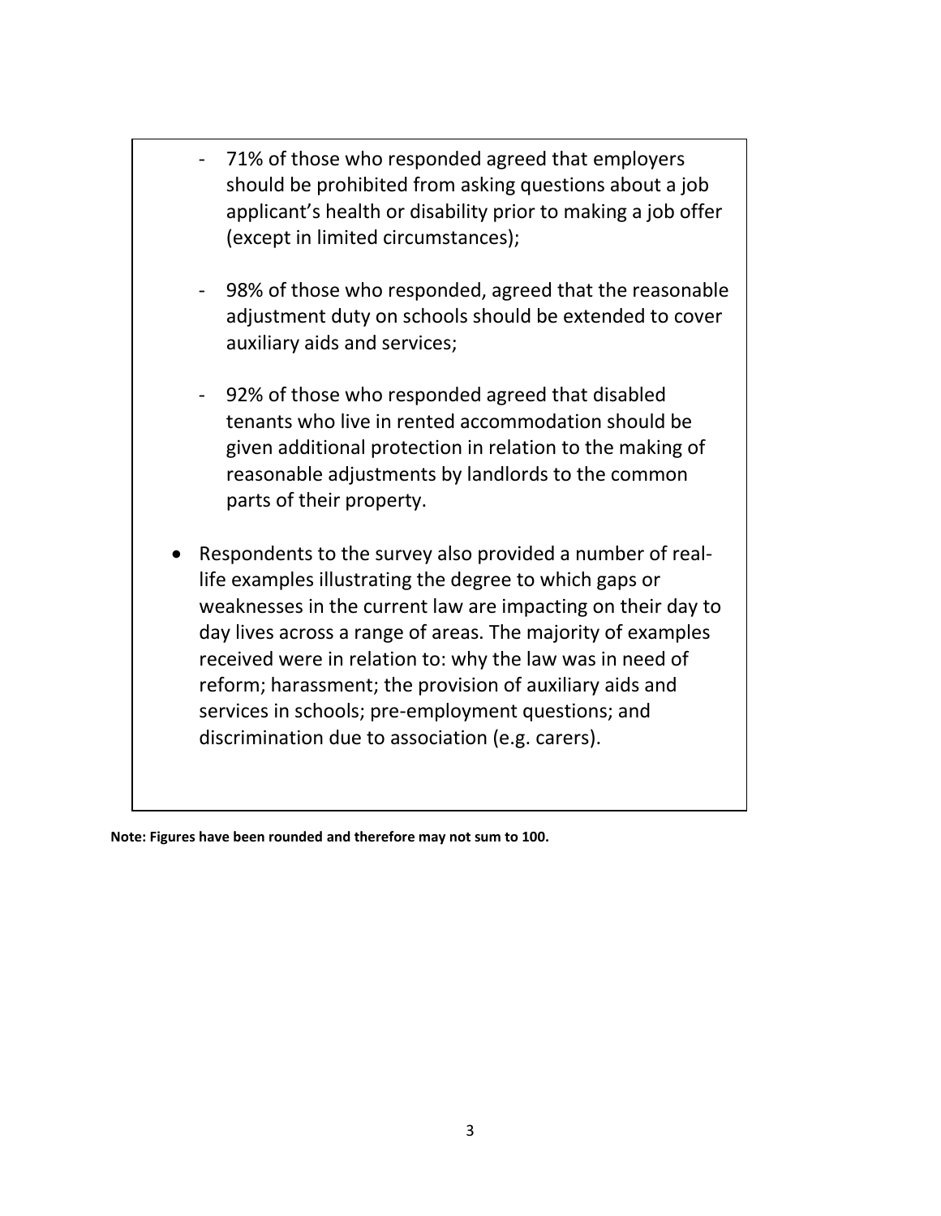- 71% of those who responded agreed that employers should be prohibited from asking questions about a job applicant's health or disability prior to making a job offer (except in limited circumstances);

- 98% of those who responded, agreed that the reasonable adjustment duty on schools should be extended to cover auxiliary aids and services;

- 92% of those who responded agreed that disabled tenants who live in rented accommodation should be given additional protection in relation to the making of reasonable adjustments by landlords to the common parts of their property.

- Respondents to the survey also provided a number of real-life examples illustrating the degree to which gaps or weaknesses in the current law are impacting on their day to day lives across a range of areas. The majority of examples received were in relation to: why the law was in need of reform; harassment; the provision of auxiliary aids and services in schools; pre-employment questions; and discrimination due to association (e.g. carers).

**Note: Figures have been rounded and therefore may not sum to 100.**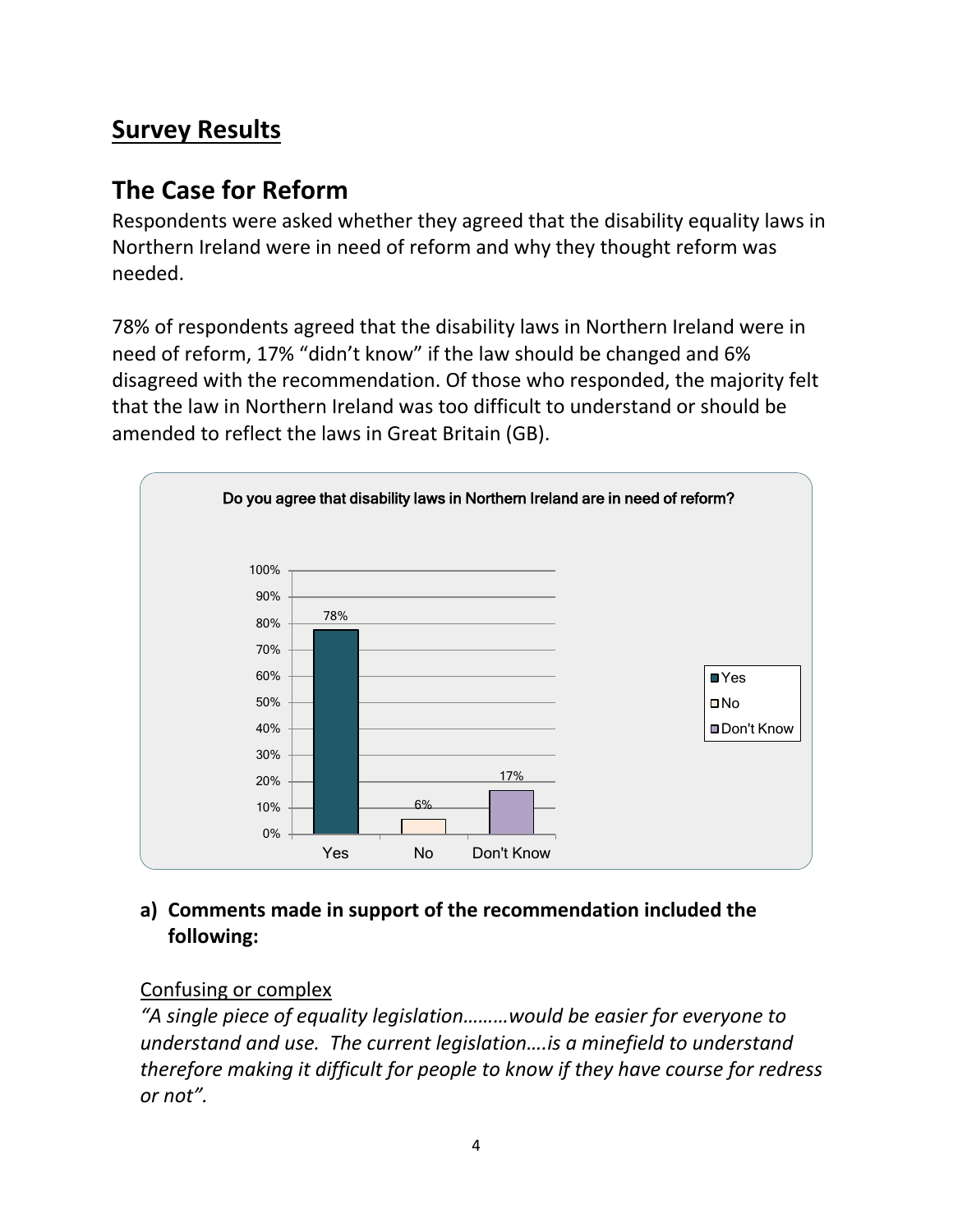# Survey Results

## The Case for Reform

Respondents were asked whether they agreed that the disability equality laws in Northern Ireland were in need of reform and why they thought reform was needed.

78% of respondents agreed that the disability laws in Northern Ireland were in need of reform, 17% "didn't know" if the law should be changed and 6% disagreed with the recommendation. Of those who responded, the majority felt that the law in Northern Ireland was too difficult to understand or should be amended to reflect the laws in Great Britain (GB).

**Do you agree that disability laws in Northern Ireland are in need of reform?**

| Response | Percentage |
| --- | --- |
| Yes | 78% |
| No | 6% |
| Don't Know | 17% |

### a) Comments made in support of the recommendation included the following:

<u>Confusing or complex</u>

*"A single piece of equality legislation………would be easier for everyone to understand and use. The current legislation….is a minefield to understand therefore making it difficult for people to know if they have course for redress or not".*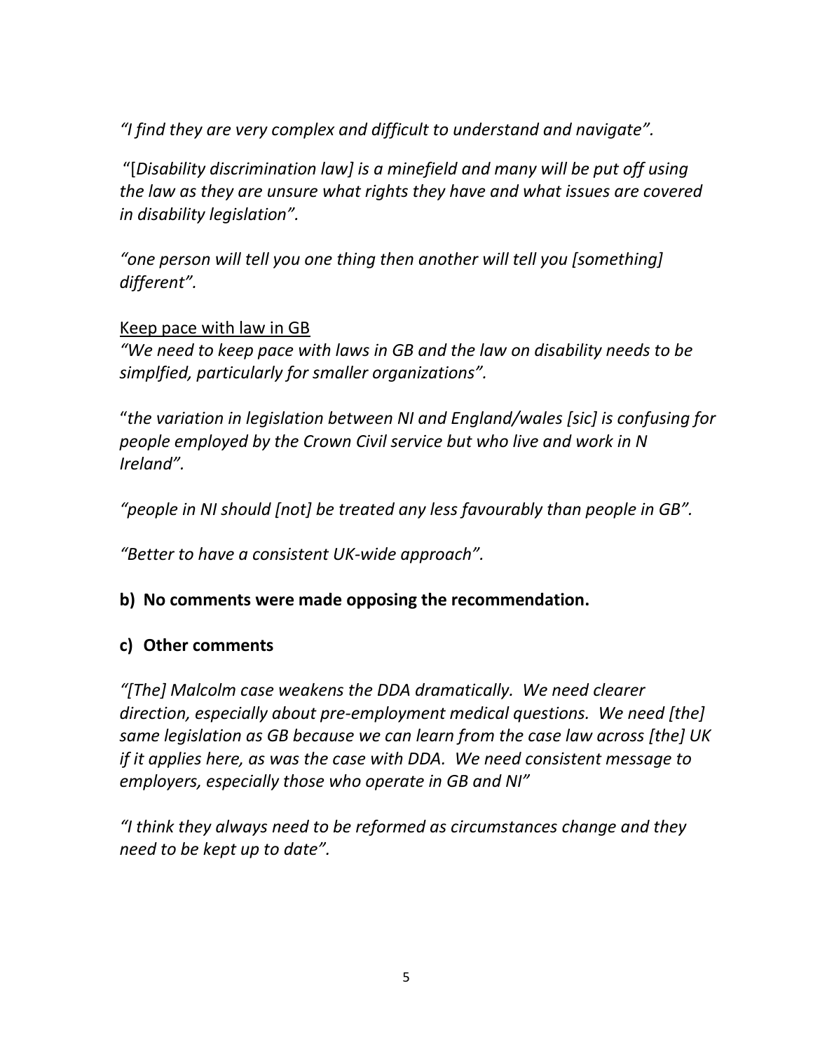*"I find they are very complex and difficult to understand and navigate".*

"[*Disability discrimination law] is a minefield and many will be put off using the law as they are unsure what rights they have and what issues are covered in disability legislation".*

*"one person will tell you one thing then another will tell you [something] different".*

Keep pace with law in GB

*"We need to keep pace with laws in GB and the law on disability needs to be simplfied, particularly for smaller organizations".*

"*the variation in legislation between NI and England/wales [sic] is confusing for people employed by the Crown Civil service but who live and work in N Ireland".*

*"people in NI should [not] be treated any less favourably than people in GB".*

*"Better to have a consistent UK-wide approach".*

**b) No comments were made opposing the recommendation.**

**c) Other comments**

*"[The] Malcolm case weakens the DDA dramatically. We need clearer direction, especially about pre-employment medical questions. We need [the] same legislation as GB because we can learn from the case law across [the] UK if it applies here, as was the case with DDA. We need consistent message to employers, especially those who operate in GB and NI"*

*"I think they always need to be reformed as circumstances change and they need to be kept up to date".*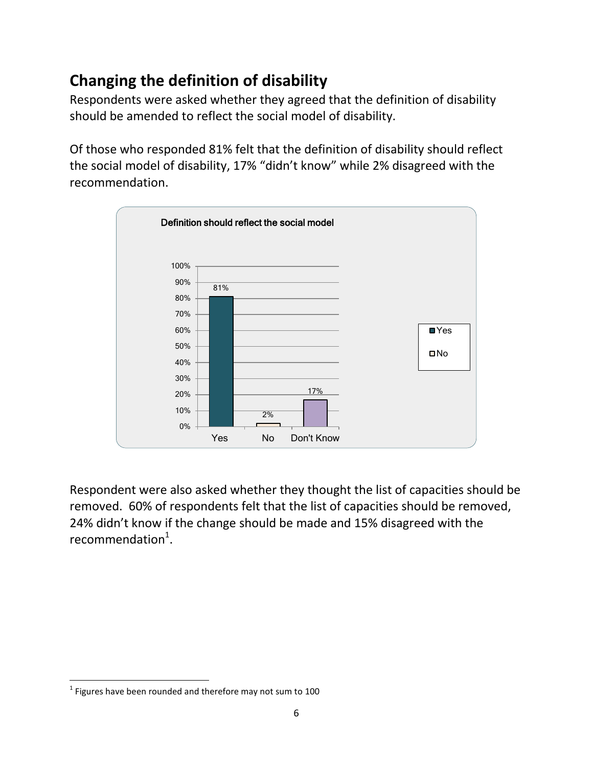## Changing the definition of disability

Respondents were asked whether they agreed that the definition of disability should be amended to reflect the social model of disability.

Of those who responded 81% felt that the definition of disability should reflect the social model of disability, 17% "didn't know" while 2% disagreed with the recommendation.

Definition should reflect the social model

| | Yes | No | Don't Know |
|---|---|---|---|
| Percentage | 81% | 2% | 17% |

Respondent were also asked whether they thought the list of capacities should be removed. 60% of respondents felt that the list of capacities should be removed, 24% didn't know if the change should be made and 15% disagreed with the recommendation[1].

[1] Figures have been rounded and therefore may not sum to 100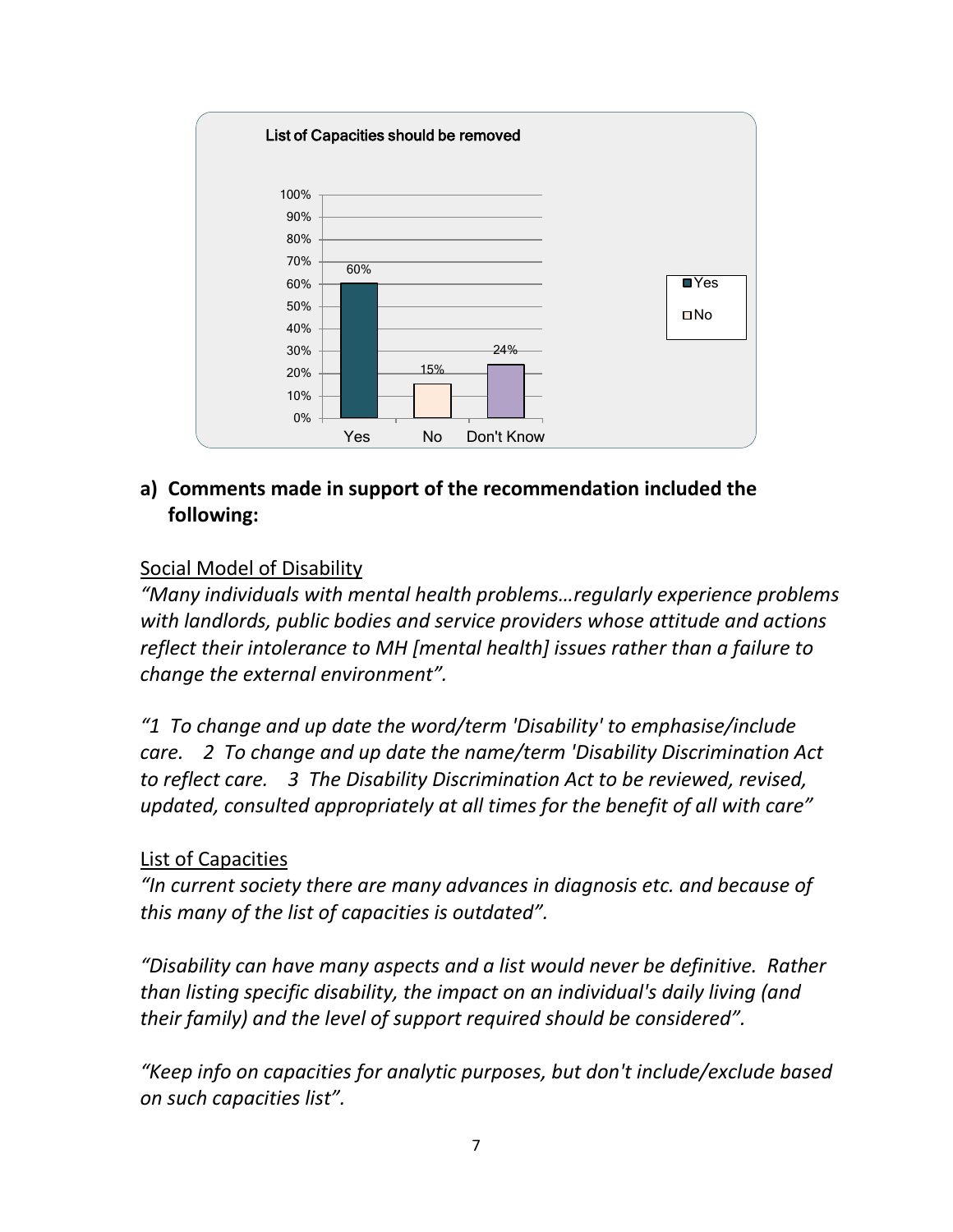List of Capacities should be removed

| | Yes | No | Don't Know |
|---|---|---|---|
| % | 60% | 15% | 24% |

**a) Comments made in support of the recommendation included the following:**

<u>Social Model of Disability</u>

*"Many individuals with mental health problems…regularly experience problems with landlords, public bodies and service providers whose attitude and actions reflect their intolerance to MH [mental health] issues rather than a failure to change the external environment".*

*"1 To change and up date the word/term 'Disability' to emphasise/include care. 2 To change and up date the name/term 'Disability Discrimination Act to reflect care. 3 The Disability Discrimination Act to be reviewed, revised, updated, consulted appropriately at all times for the benefit of all with care"*

<u>List of Capacities</u>

*"In current society there are many advances in diagnosis etc. and because of this many of the list of capacities is outdated".*

*"Disability can have many aspects and a list would never be definitive. Rather than listing specific disability, the impact on an individual's daily living (and their family) and the level of support required should be considered".*

*"Keep info on capacities for analytic purposes, but don't include/exclude based on such capacities list".*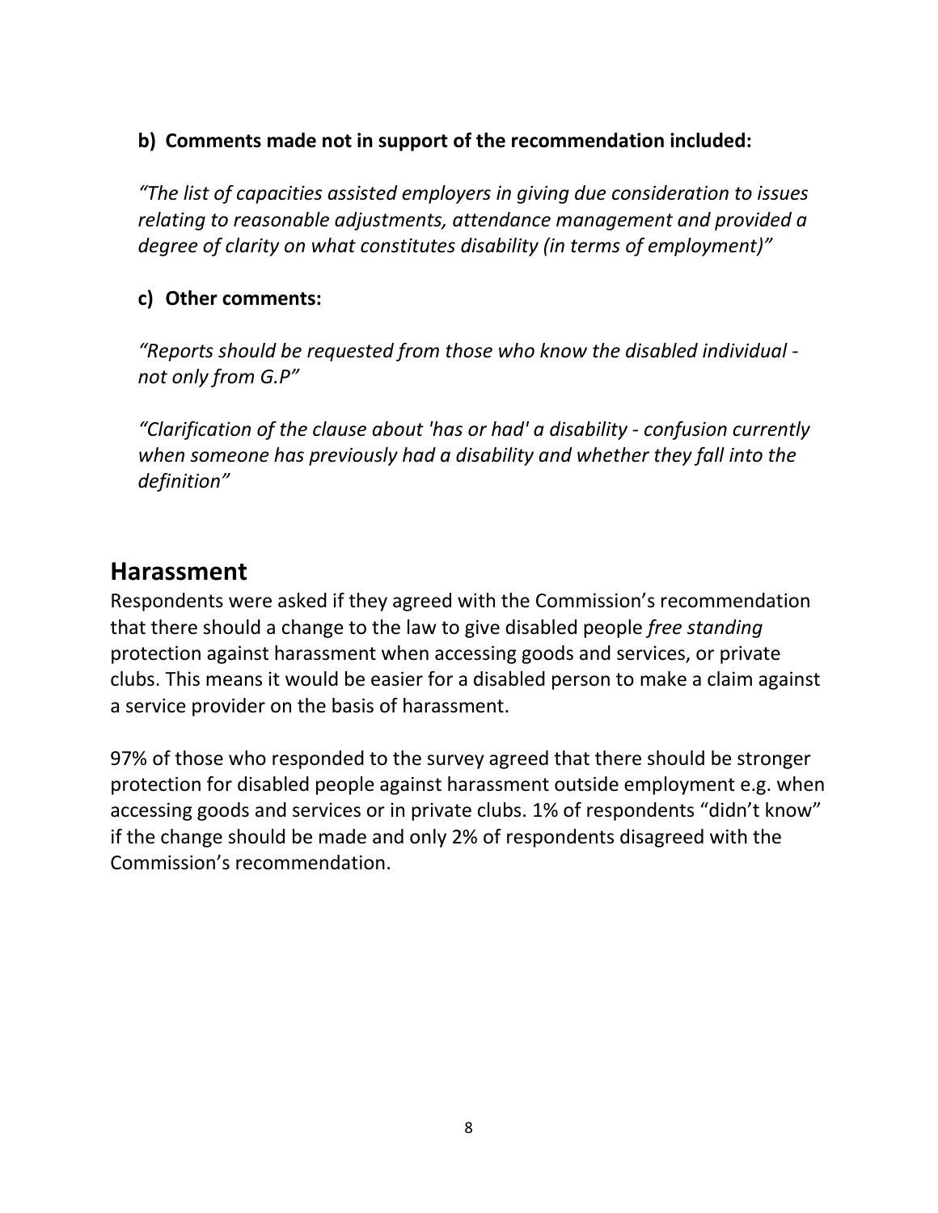**b) Comments made not in support of the recommendation included:**

*"The list of capacities assisted employers in giving due consideration to issues relating to reasonable adjustments, attendance management and provided a degree of clarity on what constitutes disability (in terms of employment)"*

**c) Other comments:**

*"Reports should be requested from those who know the disabled individual - not only from G.P"*

*"Clarification of the clause about 'has or had' a disability - confusion currently when someone has previously had a disability and whether they fall into the definition"*

## Harassment

Respondents were asked if they agreed with the Commission's recommendation that there should a change to the law to give disabled people *free standing* protection against harassment when accessing goods and services, or private clubs. This means it would be easier for a disabled person to make a claim against a service provider on the basis of harassment.

97% of those who responded to the survey agreed that there should be stronger protection for disabled people against harassment outside employment e.g. when accessing goods and services or in private clubs. 1% of respondents "didn't know" if the change should be made and only 2% of respondents disagreed with the Commission's recommendation.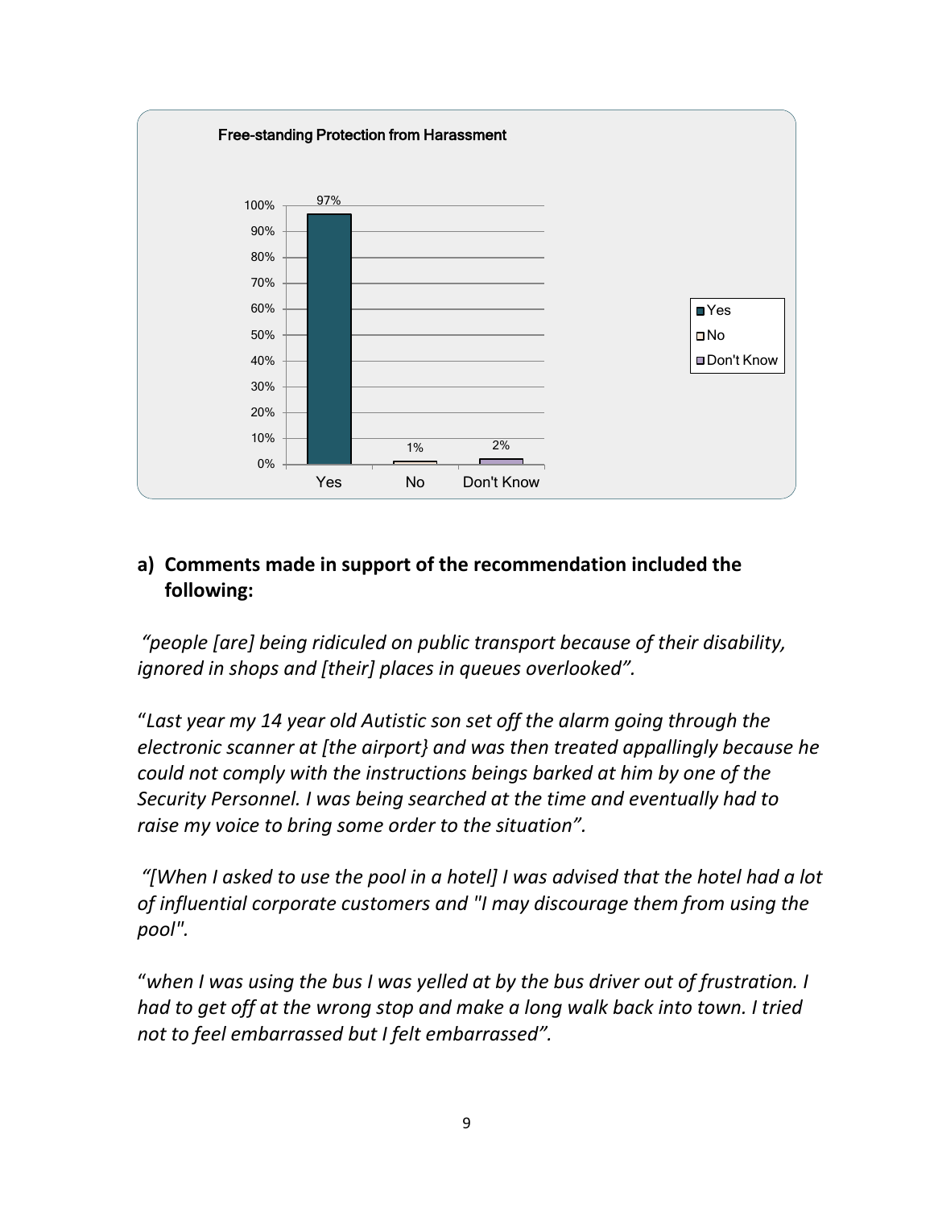**Free-standing Protection from Harassment**

| Response | Percentage |
|---|---|
| Yes | 97% |
| No | 1% |
| Don't Know | 2% |

## a) Comments made in support of the recommendation included the following:

*"people [are] being ridiculed on public transport because of their disability, ignored in shops and [their] places in queues overlooked".*

"*Last year my 14 year old Autistic son set off the alarm going through the electronic scanner at [the airport} and was then treated appallingly because he could not comply with the instructions beings barked at him by one of the Security Personnel. I was being searched at the time and eventually had to raise my voice to bring some order to the situation".*

*"[When I asked to use the pool in a hotel] I was advised that the hotel had a lot of influential corporate customers and "I may discourage them from using the pool".*

"*when I was using the bus I was yelled at by the bus driver out of frustration. I had to get off at the wrong stop and make a long walk back into town. I tried not to feel embarrassed but I felt embarrassed".*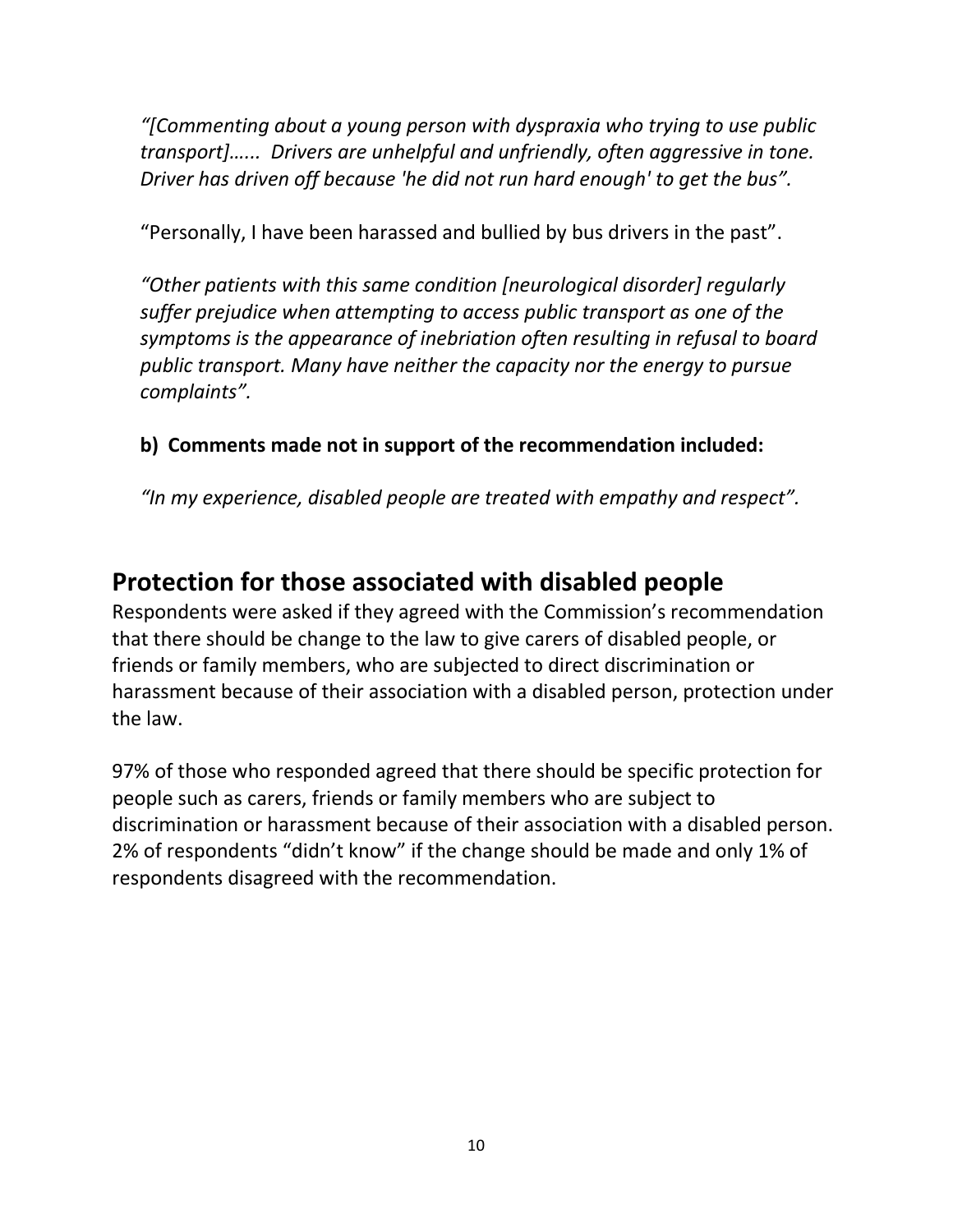*"[Commenting about a young person with dyspraxia who trying to use public transport]...... Drivers are unhelpful and unfriendly, often aggressive in tone. Driver has driven off because 'he did not run hard enough' to get the bus".*

"Personally, I have been harassed and bullied by bus drivers in the past".

*"Other patients with this same condition [neurological disorder] regularly suffer prejudice when attempting to access public transport as one of the symptoms is the appearance of inebriation often resulting in refusal to board public transport. Many have neither the capacity nor the energy to pursue complaints".*

**b) Comments made not in support of the recommendation included:**

*"In my experience, disabled people are treated with empathy and respect".*

## Protection for those associated with disabled people

Respondents were asked if they agreed with the Commission's recommendation that there should be change to the law to give carers of disabled people, or friends or family members, who are subjected to direct discrimination or harassment because of their association with a disabled person, protection under the law.

97% of those who responded agreed that there should be specific protection for people such as carers, friends or family members who are subject to discrimination or harassment because of their association with a disabled person. 2% of respondents "didn't know" if the change should be made and only 1% of respondents disagreed with the recommendation.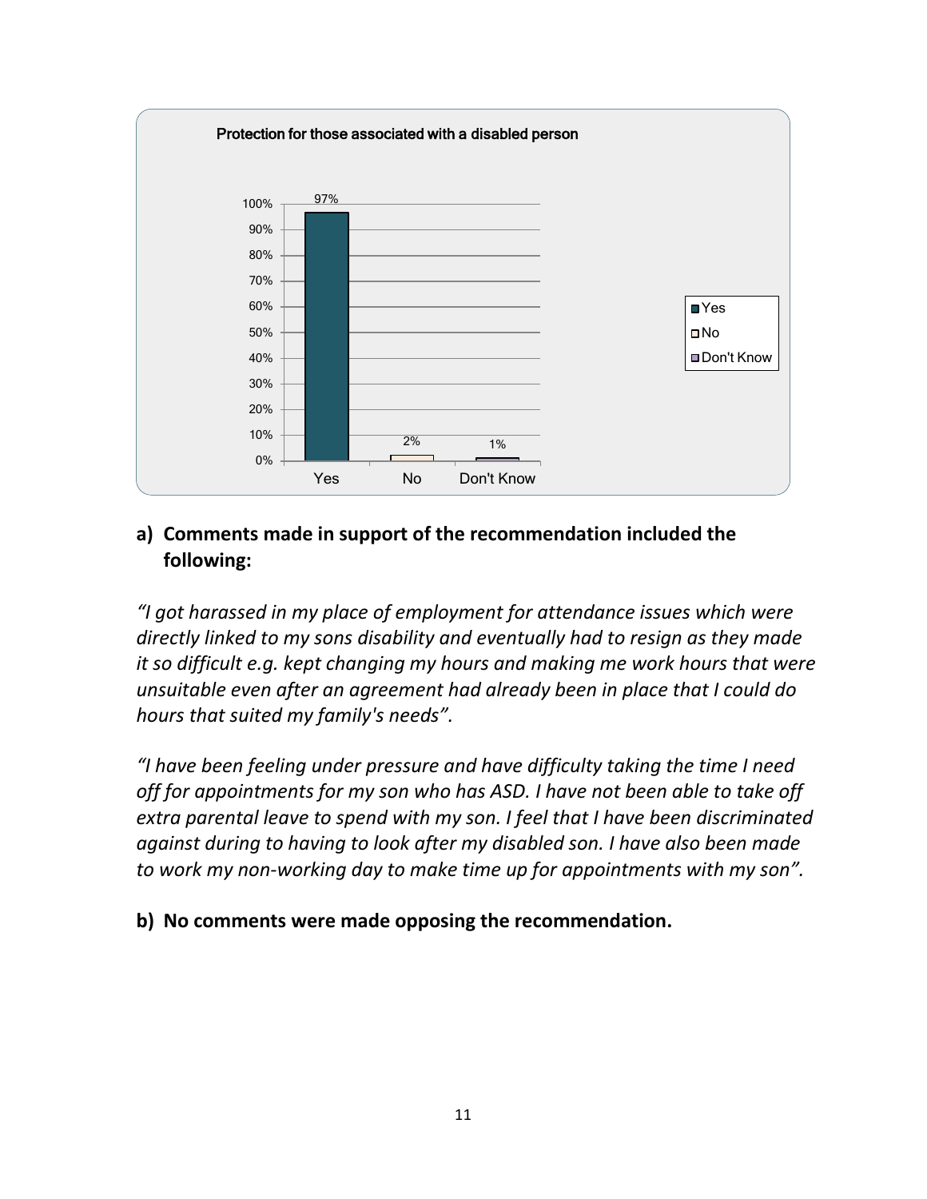**Protection for those associated with a disabled person**

| Response | Percentage |
|---|---|
| Yes | 97% |
| No | 2% |
| Don't Know | 1% |

**a) Comments made in support of the recommendation included the following:**

*"I got harassed in my place of employment for attendance issues which were directly linked to my sons disability and eventually had to resign as they made it so difficult e.g. kept changing my hours and making me work hours that were unsuitable even after an agreement had already been in place that I could do hours that suited my family's needs".*

*"I have been feeling under pressure and have difficulty taking the time I need off for appointments for my son who has ASD. I have not been able to take off extra parental leave to spend with my son. I feel that I have been discriminated against during to having to look after my disabled son. I have also been made to work my non-working day to make time up for appointments with my son".*

**b) No comments were made opposing the recommendation.**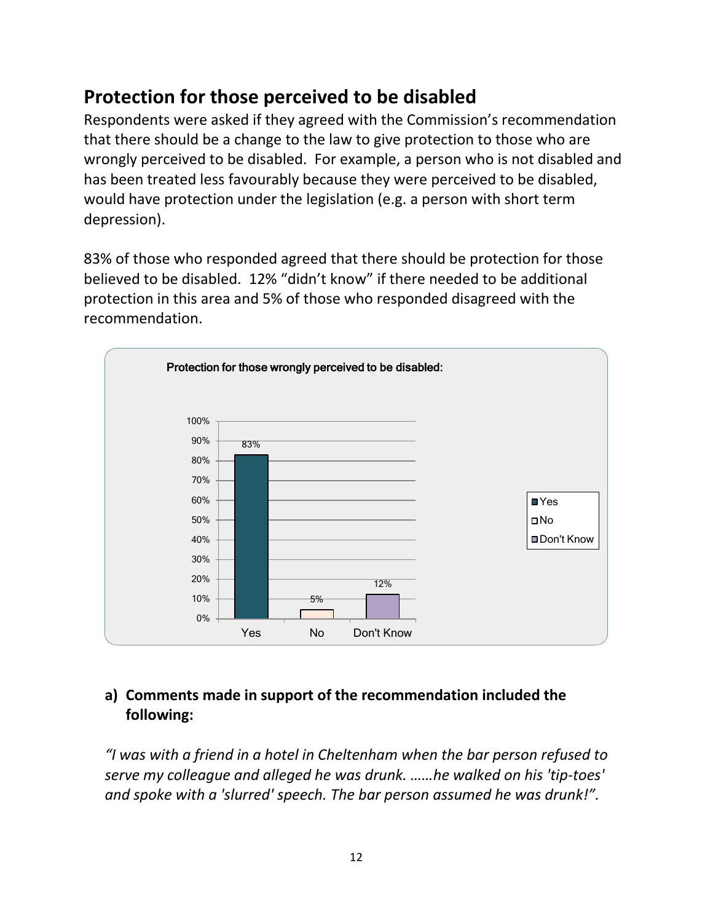## Protection for those perceived to be disabled

Respondents were asked if they agreed with the Commission's recommendation that there should be a change to the law to give protection to those who are wrongly perceived to be disabled. For example, a person who is not disabled and has been treated less favourably because they were perceived to be disabled, would have protection under the legislation (e.g. a person with short term depression).

83% of those who responded agreed that there should be protection for those believed to be disabled. 12% "didn't know" if there needed to be additional protection in this area and 5% of those who responded disagreed with the recommendation.

**Protection for those wrongly perceived to be disabled:**

| Response | Percentage |
|---|---|
| Yes | 83% |
| No | 5% |
| Don't Know | 12% |

### a) Comments made in support of the recommendation included the following:

*"I was with a friend in a hotel in Cheltenham when the bar person refused to serve my colleague and alleged he was drunk. ……he walked on his 'tip-toes' and spoke with a 'slurred' speech. The bar person assumed he was drunk!".*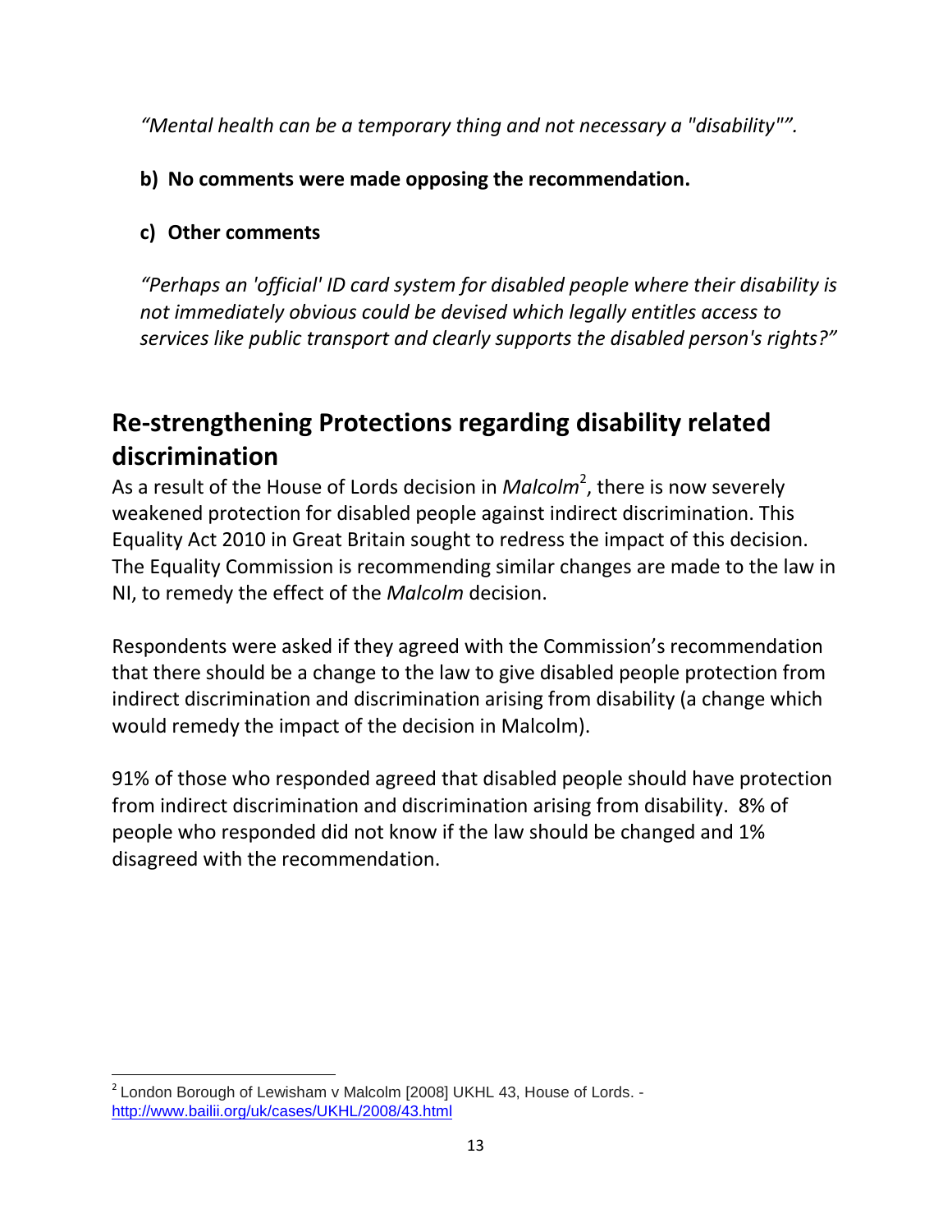*"Mental health can be a temporary thing and not necessary a "disability"".*

**b) No comments were made opposing the recommendation.**

**c) Other comments**

*"Perhaps an 'official' ID card system for disabled people where their disability is not immediately obvious could be devised which legally entitles access to services like public transport and clearly supports the disabled person's rights?"*

## Re-strengthening Protections regarding disability related discrimination

As a result of the House of Lords decision in *Malcolm*[2], there is now severely weakened protection for disabled people against indirect discrimination. This Equality Act 2010 in Great Britain sought to redress the impact of this decision. The Equality Commission is recommending similar changes are made to the law in NI, to remedy the effect of the *Malcolm* decision.

Respondents were asked if they agreed with the Commission's recommendation that there should be a change to the law to give disabled people protection from indirect discrimination and discrimination arising from disability (a change which would remedy the impact of the decision in Malcolm).

91% of those who responded agreed that disabled people should have protection from indirect discrimination and discrimination arising from disability. 8% of people who responded did not know if the law should be changed and 1% disagreed with the recommendation.

[2] London Borough of Lewisham v Malcolm [2008] UKHL 43, House of Lords. - http://www.bailii.org/uk/cases/UKHL/2008/43.html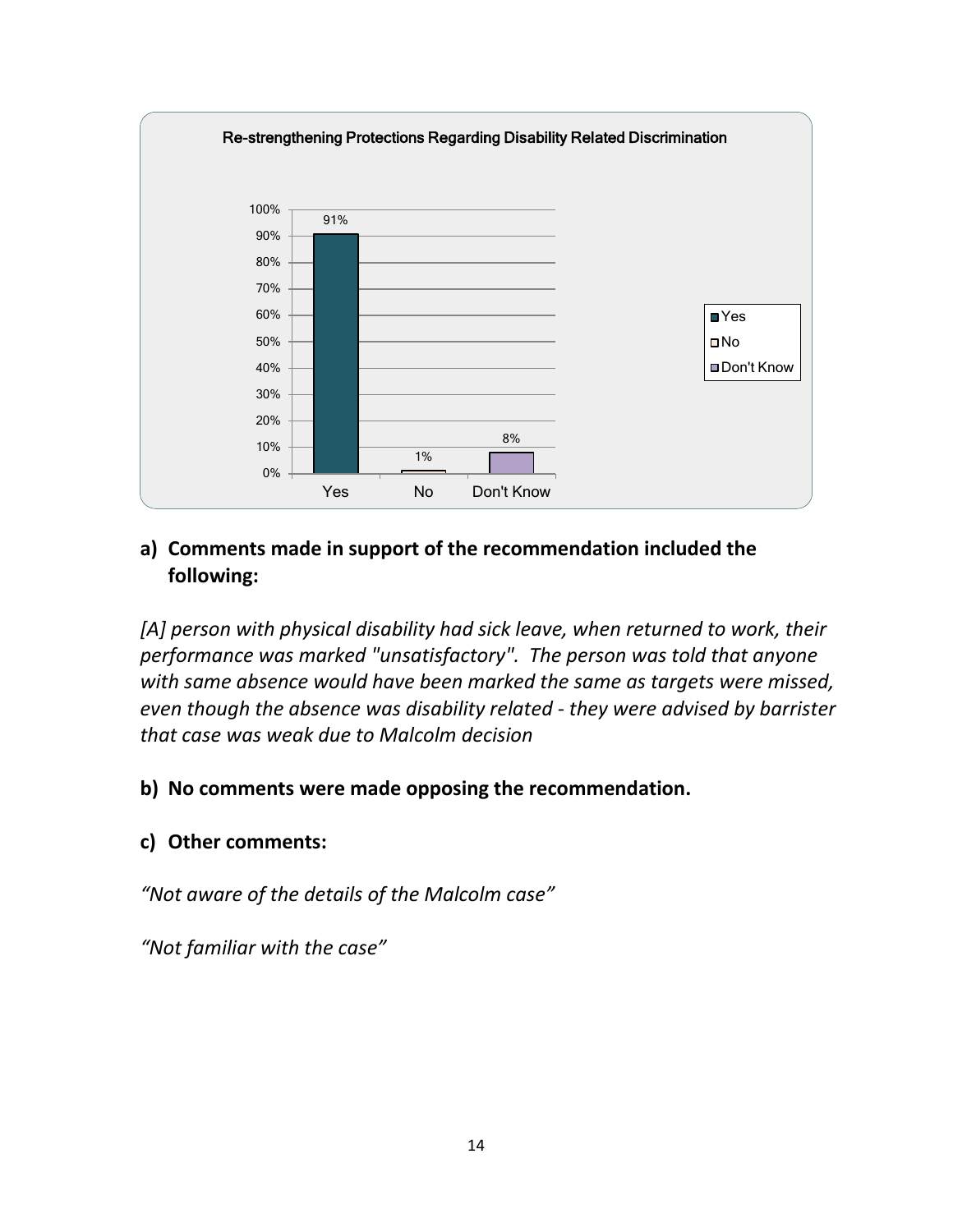Re-strengthening Protections Regarding Disability Related Discrimination

| Response | Percentage |
|---|---|
| Yes | 91% |
| No | 1% |
| Don't Know | 8% |

**a) Comments made in support of the recommendation included the following:**

*[A] person with physical disability had sick leave, when returned to work, their performance was marked "unsatisfactory". The person was told that anyone with same absence would have been marked the same as targets were missed, even though the absence was disability related - they were advised by barrister that case was weak due to Malcolm decision*

**b) No comments were made opposing the recommendation.**

**c) Other comments:**

*"Not aware of the details of the Malcolm case"*

*"Not familiar with the case"*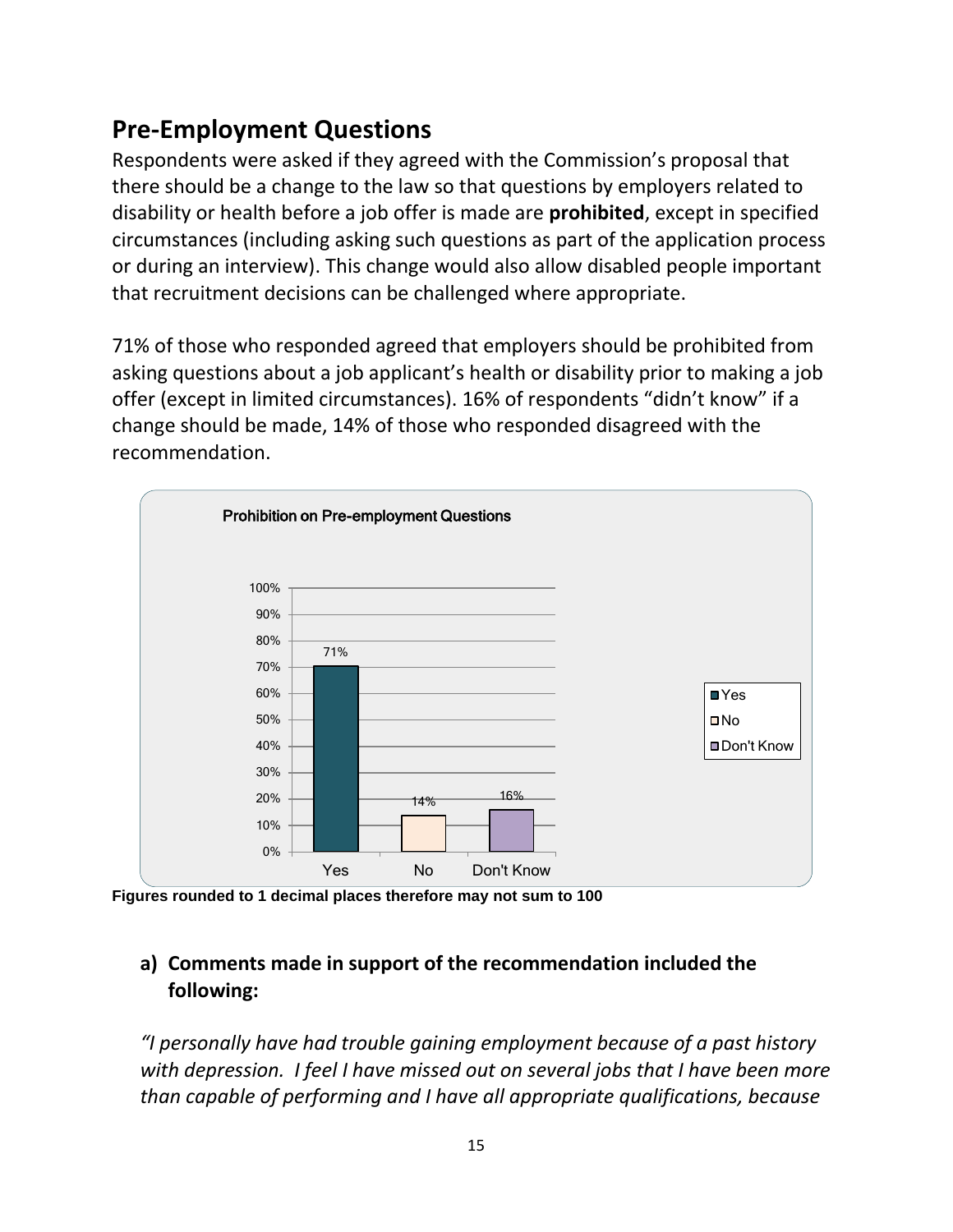## Pre-Employment Questions

Respondents were asked if they agreed with the Commission's proposal that there should be a change to the law so that questions by employers related to disability or health before a job offer is made are **prohibited**, except in specified circumstances (including asking such questions as part of the application process or during an interview). This change would also allow disabled people important that recruitment decisions can be challenged where appropriate.

71% of those who responded agreed that employers should be prohibited from asking questions about a job applicant's health or disability prior to making a job offer (except in limited circumstances). 16% of respondents "didn't know" if a change should be made, 14% of those who responded disagreed with the recommendation.

**Prohibition on Pre-employment Questions**

| Response | Percentage |
| --- | --- |
| Yes | 71% |
| No | 14% |
| Don't Know | 16% |

**Figures rounded to 1 decimal places therefore may not sum to 100**

### a) Comments made in support of the recommendation included the following:

*"I personally have had trouble gaining employment because of a past history with depression. I feel I have missed out on several jobs that I have been more than capable of performing and I have all appropriate qualifications, because*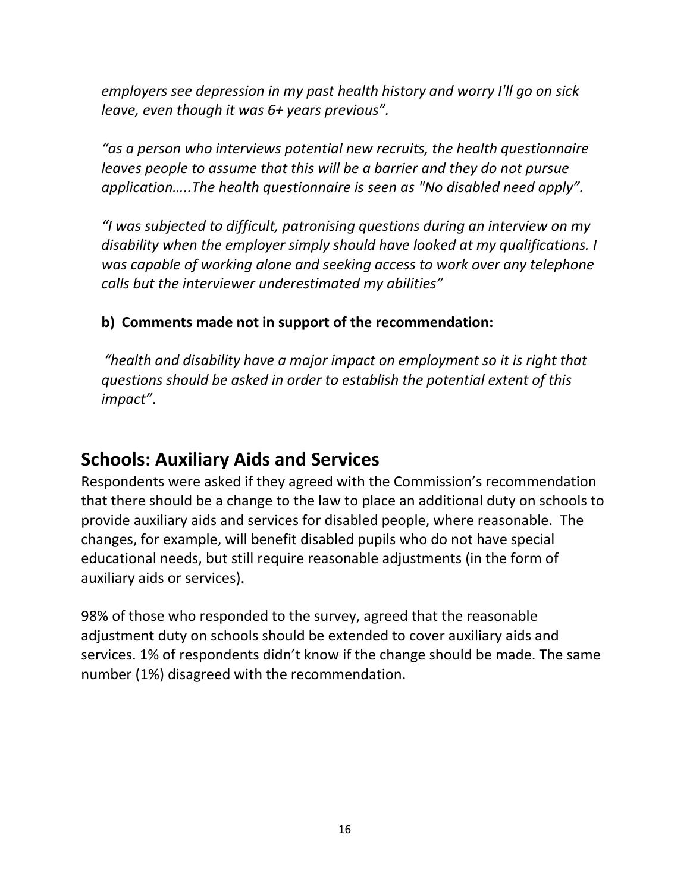*employers see depression in my past health history and worry I'll go on sick leave, even though it was 6+ years previous".*

*"as a person who interviews potential new recruits, the health questionnaire leaves people to assume that this will be a barrier and they do not pursue application…..The health questionnaire is seen as "No disabled need apply".*

*"I was subjected to difficult, patronising questions during an interview on my disability when the employer simply should have looked at my qualifications. I was capable of working alone and seeking access to work over any telephone calls but the interviewer underestimated my abilities"*

**b) Comments made not in support of the recommendation:**

*"health and disability have a major impact on employment so it is right that questions should be asked in order to establish the potential extent of this impact"*.

## Schools: Auxiliary Aids and Services

Respondents were asked if they agreed with the Commission's recommendation that there should be a change to the law to place an additional duty on schools to provide auxiliary aids and services for disabled people, where reasonable. The changes, for example, will benefit disabled pupils who do not have special educational needs, but still require reasonable adjustments (in the form of auxiliary aids or services).

98% of those who responded to the survey, agreed that the reasonable adjustment duty on schools should be extended to cover auxiliary aids and services. 1% of respondents didn't know if the change should be made. The same number (1%) disagreed with the recommendation.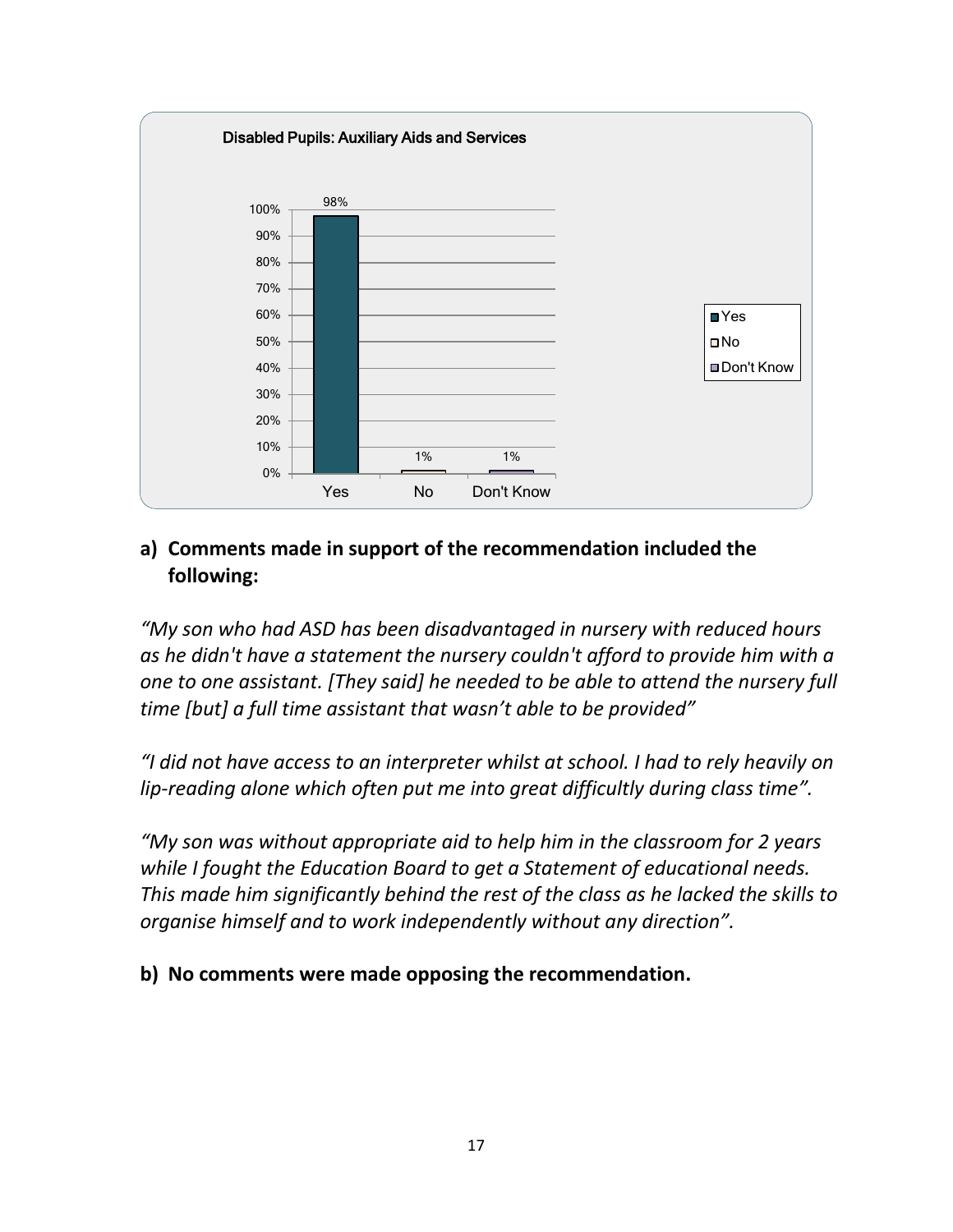Disabled Pupils: Auxiliary Aids and Services

| Response | Percentage |
| --- | --- |
| Yes | 98% |
| No | 1% |
| Don't Know | 1% |

**a) Comments made in support of the recommendation included the following:**

*"My son who had ASD has been disadvantaged in nursery with reduced hours as he didn't have a statement the nursery couldn't afford to provide him with a one to one assistant. [They said] he needed to be able to attend the nursery full time [but] a full time assistant that wasn't able to be provided"*

*"I did not have access to an interpreter whilst at school. I had to rely heavily on lip-reading alone which often put me into great difficultly during class time".*

*"My son was without appropriate aid to help him in the classroom for 2 years while I fought the Education Board to get a Statement of educational needs. This made him significantly behind the rest of the class as he lacked the skills to organise himself and to work independently without any direction".*

**b) No comments were made opposing the recommendation.**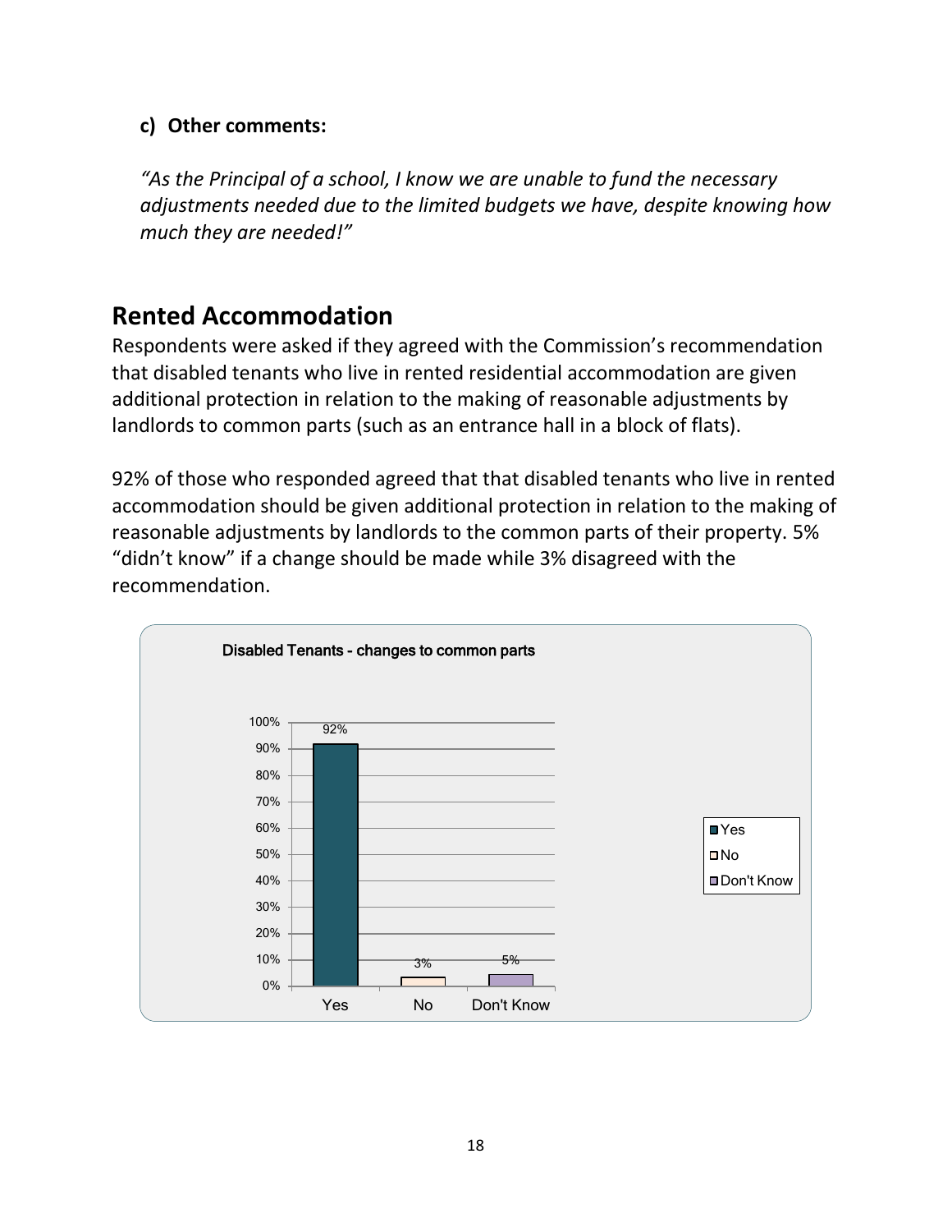**c) Other comments:**

*"As the Principal of a school, I know we are unable to fund the necessary adjustments needed due to the limited budgets we have, despite knowing how much they are needed!"*

## Rented Accommodation

Respondents were asked if they agreed with the Commission's recommendation that disabled tenants who live in rented residential accommodation are given additional protection in relation to the making of reasonable adjustments by landlords to common parts (such as an entrance hall in a block of flats).

92% of those who responded agreed that that disabled tenants who live in rented accommodation should be given additional protection in relation to the making of reasonable adjustments by landlords to the common parts of their property. 5% "didn't know" if a change should be made while 3% disagreed with the recommendation.

**Disabled Tenants - changes to common parts**

| Response | Percentage |
|---|---|
| Yes | 92% |
| No | 3% |
| Don't Know | 5% |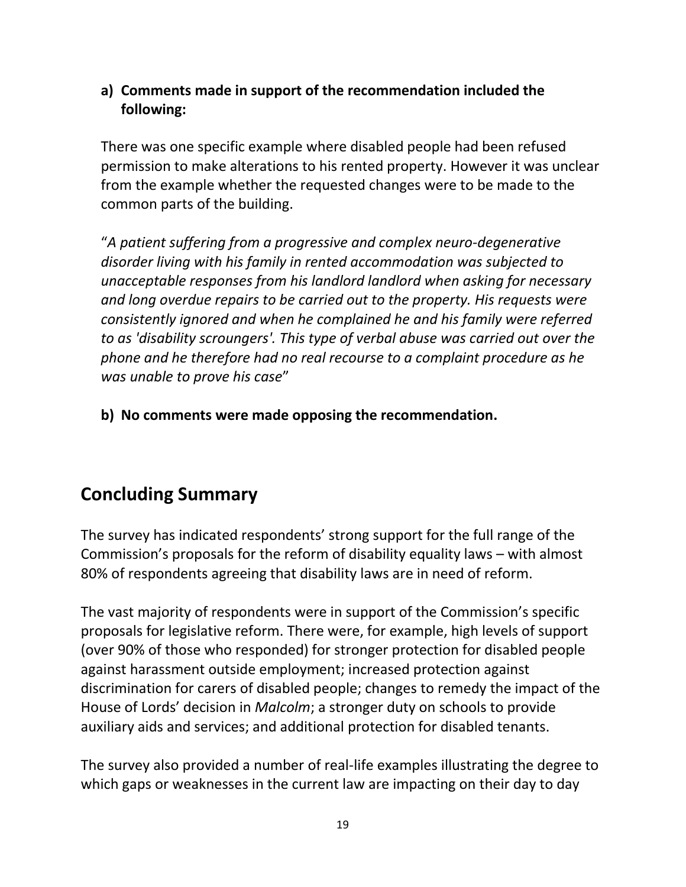a) **Comments made in support of the recommendation included the following:**

There was one specific example where disabled people had been refused permission to make alterations to his rented property. However it was unclear from the example whether the requested changes were to be made to the common parts of the building.

"*A patient suffering from a progressive and complex neuro-degenerative disorder living with his family in rented accommodation was subjected to unacceptable responses from his landlord landlord when asking for necessary and long overdue repairs to be carried out to the property. His requests were consistently ignored and when he complained he and his family were referred to as 'disability scroungers'. This type of verbal abuse was carried out over the phone and he therefore had no real recourse to a complaint procedure as he was unable to prove his case*"

b) **No comments were made opposing the recommendation.**

## Concluding Summary

The survey has indicated respondents' strong support for the full range of the Commission's proposals for the reform of disability equality laws – with almost 80% of respondents agreeing that disability laws are in need of reform.

The vast majority of respondents were in support of the Commission's specific proposals for legislative reform. There were, for example, high levels of support (over 90% of those who responded) for stronger protection for disabled people against harassment outside employment; increased protection against discrimination for carers of disabled people; changes to remedy the impact of the House of Lords' decision in *Malcolm*; a stronger duty on schools to provide auxiliary aids and services; and additional protection for disabled tenants.

The survey also provided a number of real-life examples illustrating the degree to which gaps or weaknesses in the current law are impacting on their day to day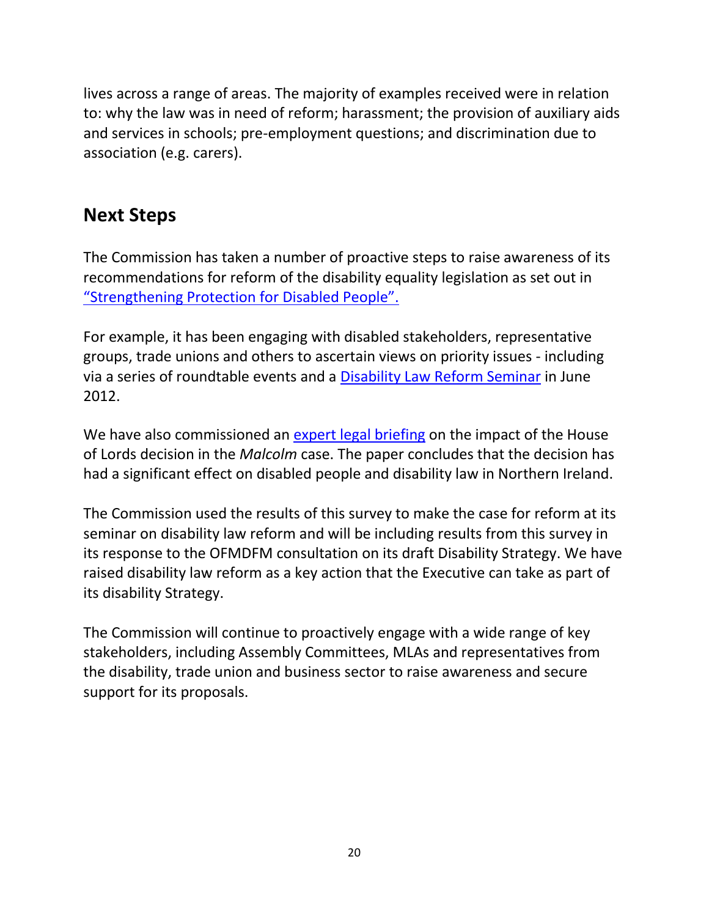lives across a range of areas. The majority of examples received were in relation to: why the law was in need of reform; harassment; the provision of auxiliary aids and services in schools; pre-employment questions; and discrimination due to association (e.g. carers).

## Next Steps

The Commission has taken a number of proactive steps to raise awareness of its recommendations for reform of the disability equality legislation as set out in "Strengthening Protection for Disabled People".

For example, it has been engaging with disabled stakeholders, representative groups, trade unions and others to ascertain views on priority issues - including via a series of roundtable events and a Disability Law Reform Seminar in June 2012.

We have also commissioned an expert legal briefing on the impact of the House of Lords decision in the *Malcolm* case. The paper concludes that the decision has had a significant effect on disabled people and disability law in Northern Ireland.

The Commission used the results of this survey to make the case for reform at its seminar on disability law reform and will be including results from this survey in its response to the OFMDFM consultation on its draft Disability Strategy. We have raised disability law reform as a key action that the Executive can take as part of its disability Strategy.

The Commission will continue to proactively engage with a wide range of key stakeholders, including Assembly Committees, MLAs and representatives from the disability, trade union and business sector to raise awareness and secure support for its proposals.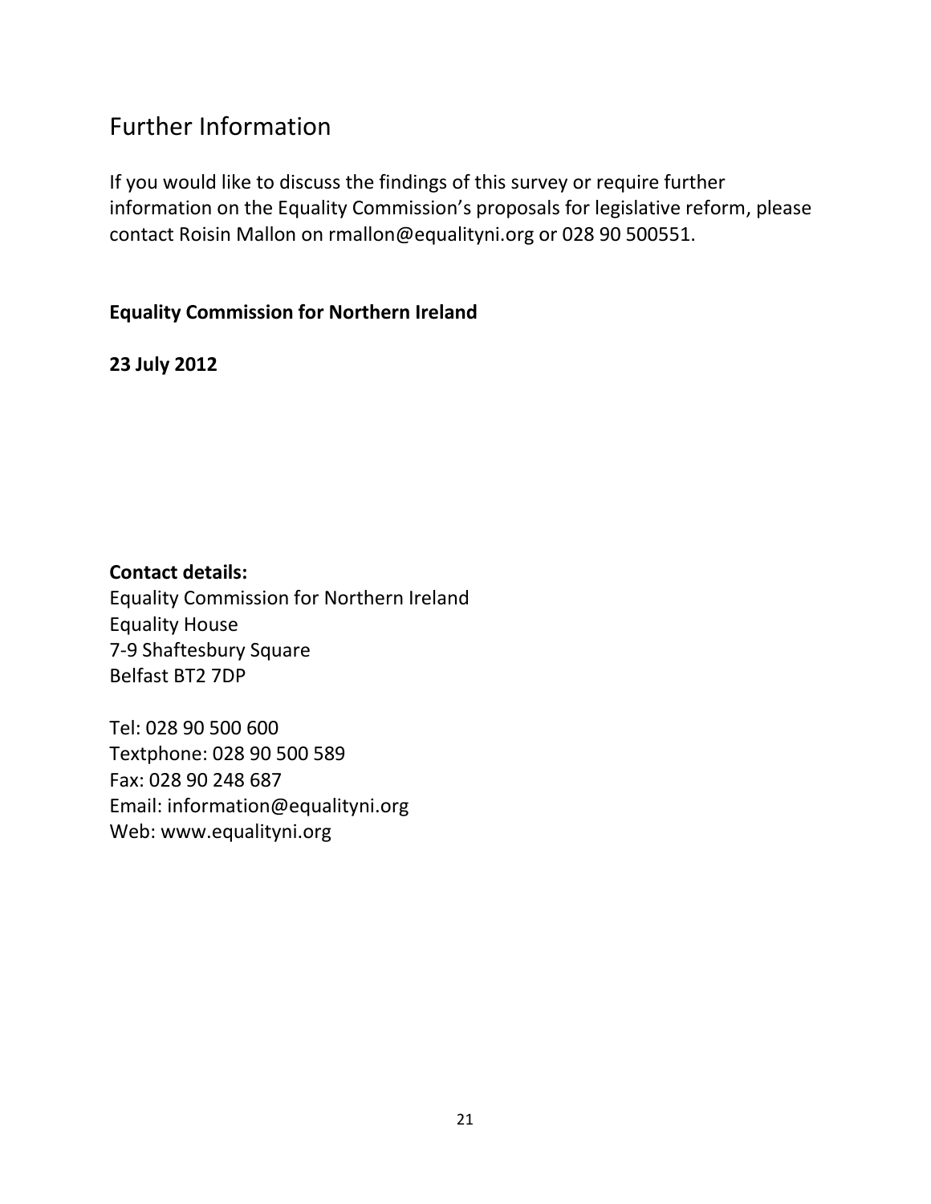## Further Information

If you would like to discuss the findings of this survey or require further information on the Equality Commission's proposals for legislative reform, please contact Roisin Mallon on rmallon@equalityni.org or 028 90 500551.

**Equality Commission for Northern Ireland**

**23 July 2012**

**Contact details:**
Equality Commission for Northern Ireland
Equality House
7-9 Shaftesbury Square
Belfast BT2 7DP

Tel: 028 90 500 600
Textphone: 028 90 500 589
Fax: 028 90 248 687
Email: information@equalityni.org
Web: www.equalityni.org